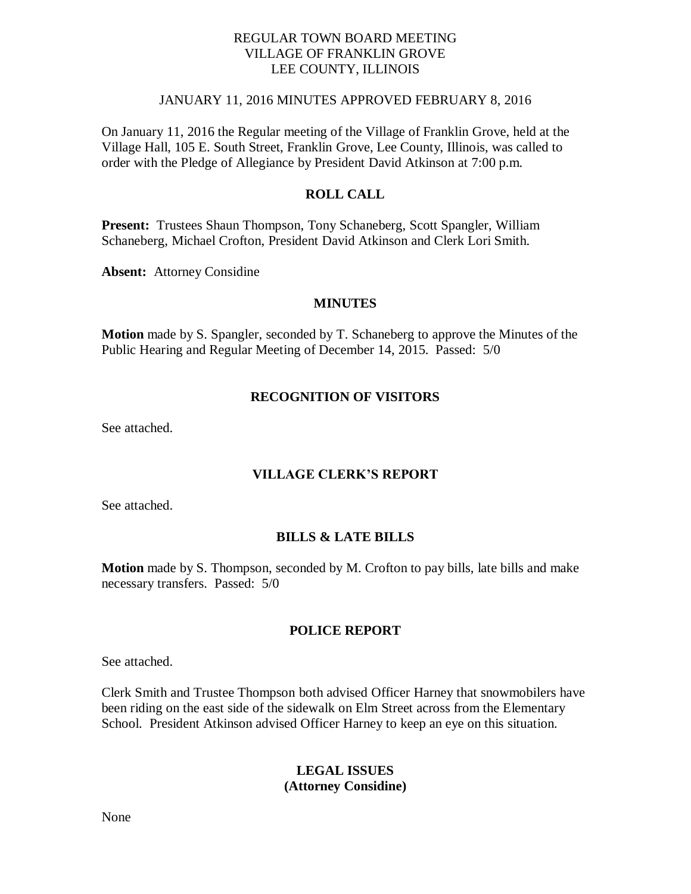# REGULAR TOWN BOARD MEETING
# VILLAGE OF FRANKLIN GROVE
# LEE COUNTY, ILLINOIS

JANUARY 11, 2016 MINUTES APPROVED FEBRUARY 8, 2016

On January 11, 2016 the Regular meeting of the Village of Franklin Grove, held at the Village Hall, 105 E. South Street, Franklin Grove, Lee County, Illinois, was called to order with the Pledge of Allegiance by President David Atkinson at 7:00 p.m.

## ROLL CALL

**Present:** Trustees Shaun Thompson, Tony Schaneberg, Scott Spangler, William Schaneberg, Michael Crofton, President David Atkinson and Clerk Lori Smith.

**Absent:** Attorney Considine

## MINUTES

**Motion** made by S. Spangler, seconded by T. Schaneberg to approve the Minutes of the Public Hearing and Regular Meeting of December 14, 2015. Passed: 5/0

## RECOGNITION OF VISITORS

See attached.

## VILLAGE CLERK'S REPORT

See attached.

## BILLS & LATE BILLS

**Motion** made by S. Thompson, seconded by M. Crofton to pay bills, late bills and make necessary transfers. Passed: 5/0

## POLICE REPORT

See attached.

Clerk Smith and Trustee Thompson both advised Officer Harney that snowmobilers have been riding on the east side of the sidewalk on Elm Street across from the Elementary School. President Atkinson advised Officer Harney to keep an eye on this situation.

## LEGAL ISSUES
## (Attorney Considine)

None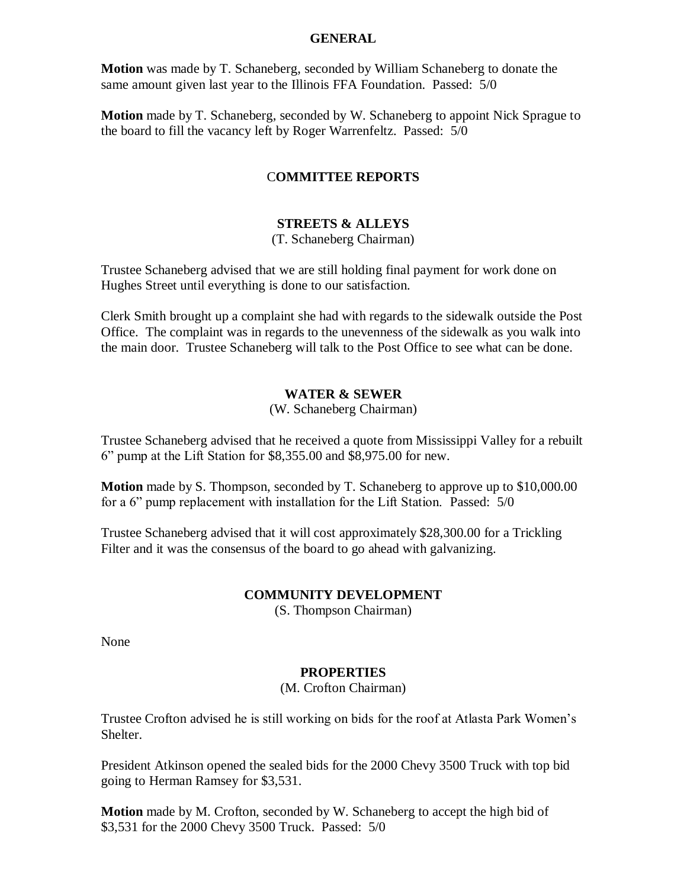## GENERAL

**Motion** was made by T. Schaneberg, seconded by William Schaneberg to donate the same amount given last year to the Illinois FFA Foundation. Passed: 5/0

**Motion** made by T. Schaneberg, seconded by W. Schaneberg to appoint Nick Sprague to the board to fill the vacancy left by Roger Warrenfeltz. Passed: 5/0

## COMMITTEE REPORTS

### STREETS & ALLEYS

(T. Schaneberg Chairman)

Trustee Schaneberg advised that we are still holding final payment for work done on Hughes Street until everything is done to our satisfaction.

Clerk Smith brought up a complaint she had with regards to the sidewalk outside the Post Office. The complaint was in regards to the unevenness of the sidewalk as you walk into the main door. Trustee Schaneberg will talk to the Post Office to see what can be done.

### WATER & SEWER

(W. Schaneberg Chairman)

Trustee Schaneberg advised that he received a quote from Mississippi Valley for a rebuilt 6" pump at the Lift Station for $8,355.00 and $8,975.00 for new.

**Motion** made by S. Thompson, seconded by T. Schaneberg to approve up to $10,000.00 for a 6" pump replacement with installation for the Lift Station. Passed: 5/0

Trustee Schaneberg advised that it will cost approximately $28,300.00 for a Trickling Filter and it was the consensus of the board to go ahead with galvanizing.

### COMMUNITY DEVELOPMENT

(S. Thompson Chairman)

None

### PROPERTIES

(M. Crofton Chairman)

Trustee Crofton advised he is still working on bids for the roof at Atlasta Park Women's Shelter.

President Atkinson opened the sealed bids for the 2000 Chevy 3500 Truck with top bid going to Herman Ramsey for $3,531.

**Motion** made by M. Crofton, seconded by W. Schaneberg to accept the high bid of $3,531 for the 2000 Chevy 3500 Truck. Passed: 5/0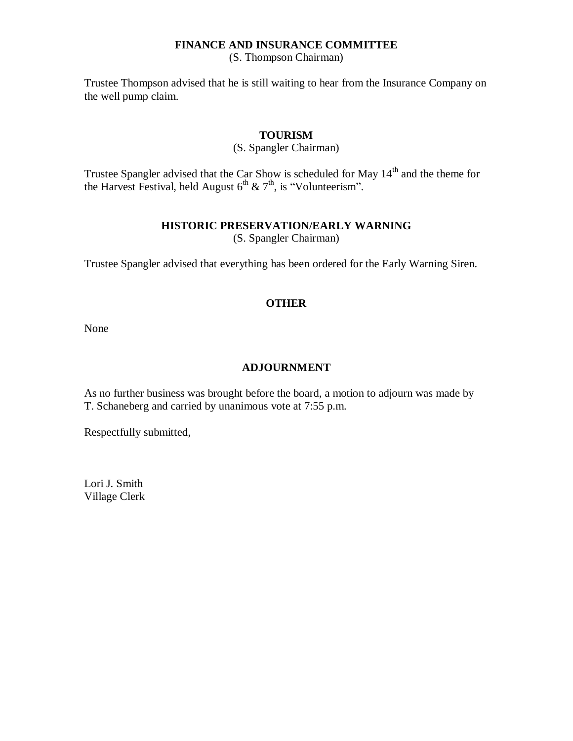## FINANCE AND INSURANCE COMMITTEE

(S. Thompson Chairman)

Trustee Thompson advised that he is still waiting to hear from the Insurance Company on the well pump claim.

## TOURISM

(S. Spangler Chairman)

Trustee Spangler advised that the Car Show is scheduled for May 14th and the theme for the Harvest Festival, held August 6th & 7th, is "Volunteerism".

## HISTORIC PRESERVATION/EARLY WARNING

(S. Spangler Chairman)

Trustee Spangler advised that everything has been ordered for the Early Warning Siren.

## OTHER

None

## ADJOURNMENT

As no further business was brought before the board, a motion to adjourn was made by T. Schaneberg and carried by unanimous vote at 7:55 p.m.

Respectfully submitted,

Lori J. Smith
Village Clerk